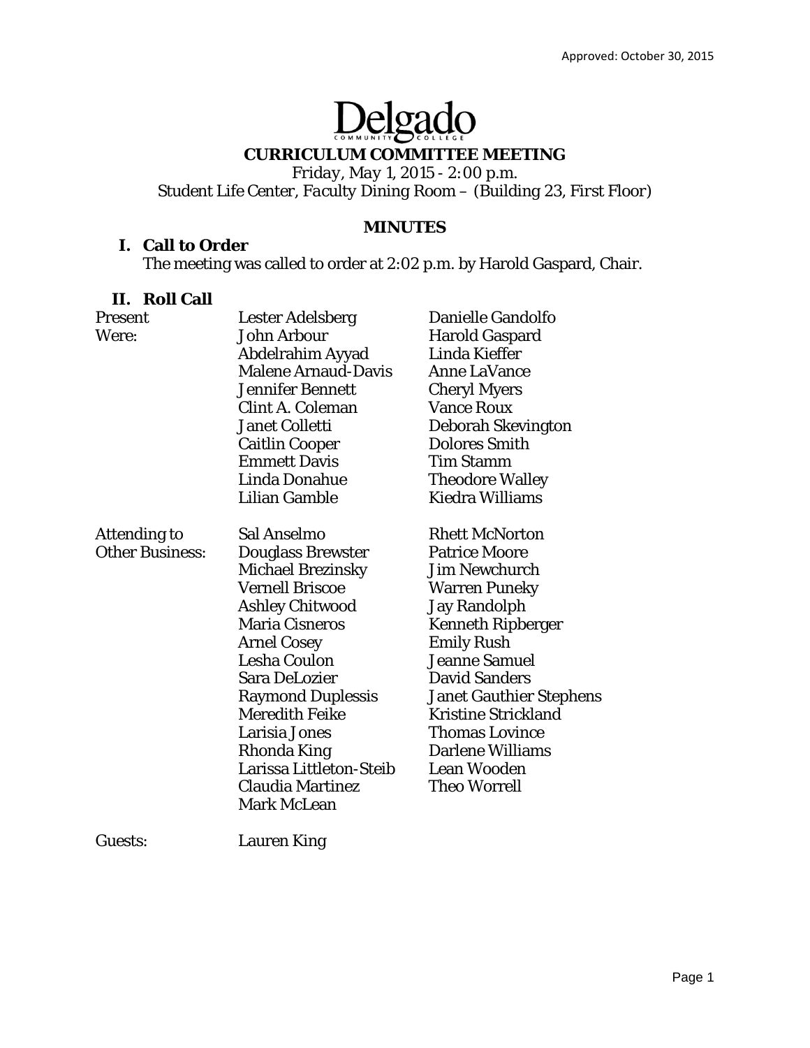Approved: October 30, 2015

Delgado Community College

# CURRICULUM COMMITTEE MEETING

*Friday, May 1, 2015 - 2:00 p.m.*
*Student Life Center, Faculty Dining Room – (Building 23, First Floor)*

## MINUTES

### I. Call to Order

The meeting was called to order at 2:02 p.m. by Harold Gaspard, Chair.

### II. Roll Call

| | | |
|---|---|---|
| Present Were: | Lester Adelsberg | Danielle Gandolfo |
| | John Arbour | Harold Gaspard |
| | Abdelrahim Ayyad | Linda Kieffer |
| | Malene Arnaud-Davis | Anne LaVance |
| | Jennifer Bennett | Cheryl Myers |
| | Clint A. Coleman | Vance Roux |
| | Janet Colletti | Deborah Skevington |
| | Caitlin Cooper | Dolores Smith |
| | Emmett Davis | Tim Stamm |
| | Linda Donahue | Theodore Walley |
| | Lilian Gamble | Kiedra Williams |
| Attending to Other Business: | Sal Anselmo | Rhett McNorton |
| | Douglass Brewster | Patrice Moore |
| | Michael Brezinsky | Jim Newchurch |
| | Vernell Briscoe | Warren Puneky |
| | Ashley Chitwood | Jay Randolph |
| | Maria Cisneros | Kenneth Ripberger |
| | Arnel Cosey | Emily Rush |
| | Lesha Coulon | Jeanne Samuel |
| | Sara DeLozier | David Sanders |
| | Raymond Duplessis | Janet Gauthier Stephens |
| | Meredith Feike | Kristine Strickland |
| | Larisia Jones | Thomas Lovince |
| | Rhonda King | Darlene Williams |
| | Larissa Littleton-Steib | Lean Wooden |
| | Claudia Martinez | Theo Worrell |
| | Mark McLean | |
| Guests: | Lauren King | |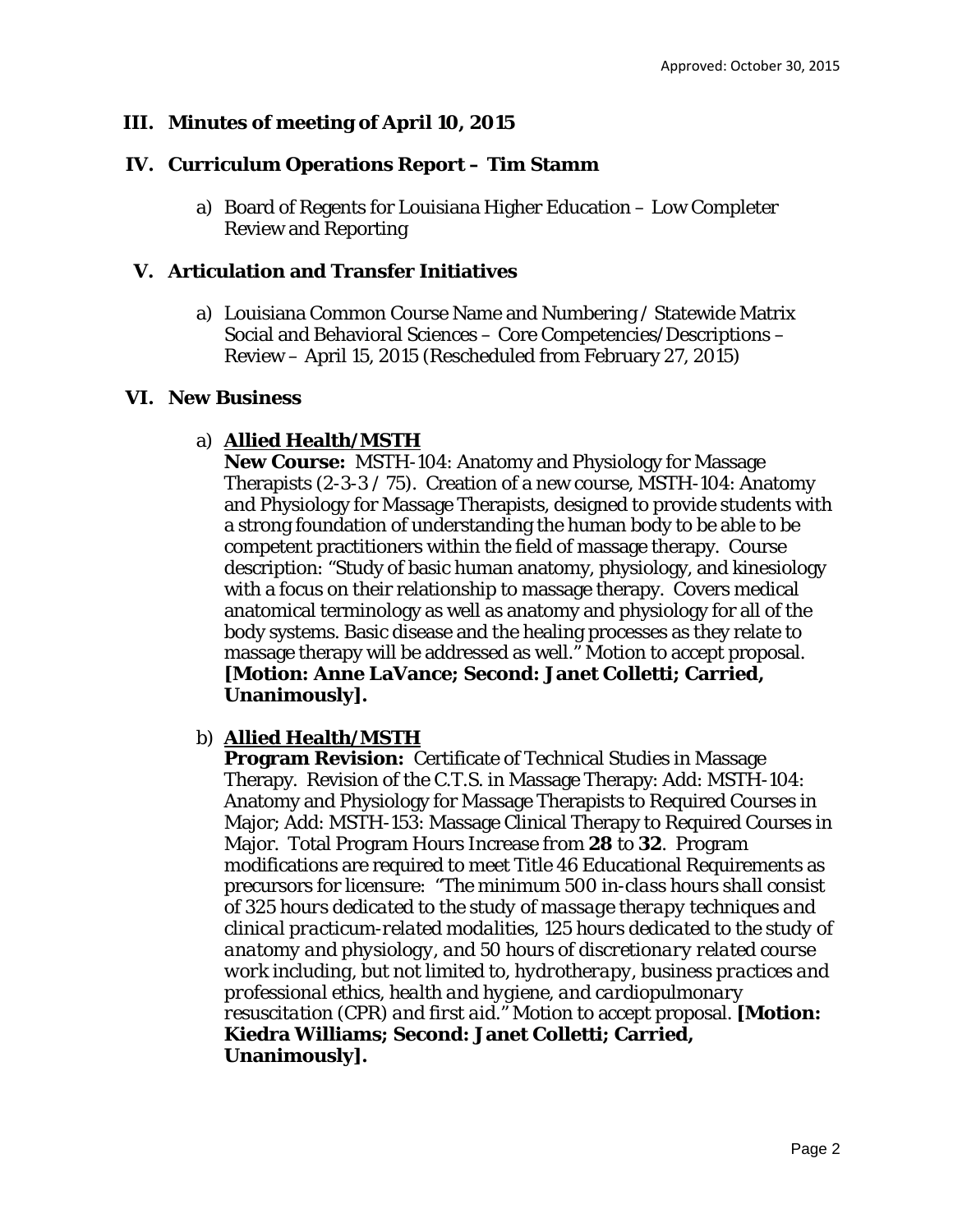Approved: October 30, 2015

## III. Minutes of meeting of April 10, 2015

## IV. Curriculum Operations Report – Tim Stamm

a) Board of Regents for Louisiana Higher Education – Low Completer Review and Reporting

## V. Articulation and Transfer Initiatives

a) Louisiana Common Course Name and Numbering / Statewide Matrix Social and Behavioral Sciences – Core Competencies/Descriptions – Review – April 15, 2015 (Rescheduled from February 27, 2015)

## VI. New Business

a) **Allied Health/MSTH**
**New Course:** MSTH-104: Anatomy and Physiology for Massage Therapists (2-3-3 / 75). Creation of a new course, MSTH-104: Anatomy and Physiology for Massage Therapists, designed to provide students with a strong foundation of understanding the human body to be able to be competent practitioners within the field of massage therapy. Course description: "Study of basic human anatomy, physiology, and kinesiology with a focus on their relationship to massage therapy. Covers medical anatomical terminology as well as anatomy and physiology for all of the body systems. Basic disease and the healing processes as they relate to massage therapy will be addressed as well." Motion to accept proposal. **[Motion: Anne LaVance; Second: Janet Colletti; Carried, Unanimously].**

b) **Allied Health/MSTH**
**Program Revision:** Certificate of Technical Studies in Massage Therapy. Revision of the C.T.S. in Massage Therapy: Add: MSTH-104: Anatomy and Physiology for Massage Therapists to Required Courses in Major; Add: MSTH-153: Massage Clinical Therapy to Required Courses in Major. Total Program Hours Increase from **28** to **32**. Program modifications are required to meet Title 46 Educational Requirements as precursors for licensure: *"The minimum 500 in-class hours shall consist of 325 hours dedicated to the study of massage therapy techniques and clinical practicum-related modalities, 125 hours dedicated to the study of anatomy and physiology, and 50 hours of discretionary related course work including, but not limited to, hydrotherapy, business practices and professional ethics, health and hygiene, and cardiopulmonary resuscitation (CPR) and first aid."* Motion to accept proposal. **[Motion: Kiedra Williams; Second: Janet Colletti; Carried, Unanimously].**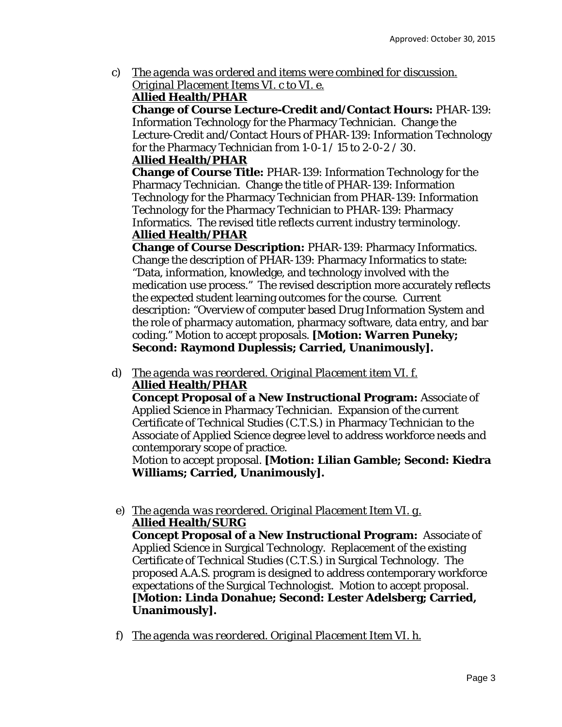Approved: October 30, 2015

c) <u>*The agenda was ordered and items were combined for discussion. Original Placement Items VI. c to VI. e.*</u>
   **<u>Allied Health/PHAR</u>**
   **Change of Course Lecture-Credit and/Contact Hours:** PHAR-139: Information Technology for the Pharmacy Technician. Change the Lecture-Credit and/Contact Hours of PHAR-139: Information Technology for the Pharmacy Technician from 1-0-1 / 15 to 2-0-2 / 30.
   **<u>Allied Health/PHAR</u>**
   **Change of Course Title:** PHAR-139: Information Technology for the Pharmacy Technician. Change the title of PHAR-139: Information Technology for the Pharmacy Technician from PHAR-139: Information Technology for the Pharmacy Technician to PHAR-139: Pharmacy Informatics. The revised title reflects current industry terminology.
   **<u>Allied Health/PHAR</u>**
   **Change of Course Description:** PHAR-139: Pharmacy Informatics. Change the description of PHAR-139: Pharmacy Informatics to state: "Data, information, knowledge, and technology involved with the medication use process." The revised description more accurately reflects the expected student learning outcomes for the course. Current description: "Overview of computer based Drug Information System and the role of pharmacy automation, pharmacy software, data entry, and bar coding." Motion to accept proposals. **[Motion: Warren Puneky; Second: Raymond Duplessis; Carried, Unanimously].**

d) <u>*The agenda was reordered. Original Placement item VI. f.*</u>
   **<u>Allied Health/PHAR</u>**
   **Concept Proposal of a New Instructional Program:** Associate of Applied Science in Pharmacy Technician. Expansion of the current Certificate of Technical Studies (C.T.S.) in Pharmacy Technician to the Associate of Applied Science degree level to address workforce needs and contemporary scope of practice.
   Motion to accept proposal. **[Motion: Lilian Gamble; Second: Kiedra Williams; Carried, Unanimously].**

e) <u>*The agenda was reordered. Original Placement Item VI. g.*</u>
   **<u>Allied Health/SURG</u>**
   **Concept Proposal of a New Instructional Program:** Associate of Applied Science in Surgical Technology. Replacement of the existing Certificate of Technical Studies (C.T.S.) in Surgical Technology. The proposed A.A.S. program is designed to address contemporary workforce expectations of the Surgical Technologist. Motion to accept proposal. **[Motion: Linda Donahue; Second: Lester Adelsberg; Carried, Unanimously].**

f) <u>*The agenda was reordered. Original Placement Item VI. h.*</u>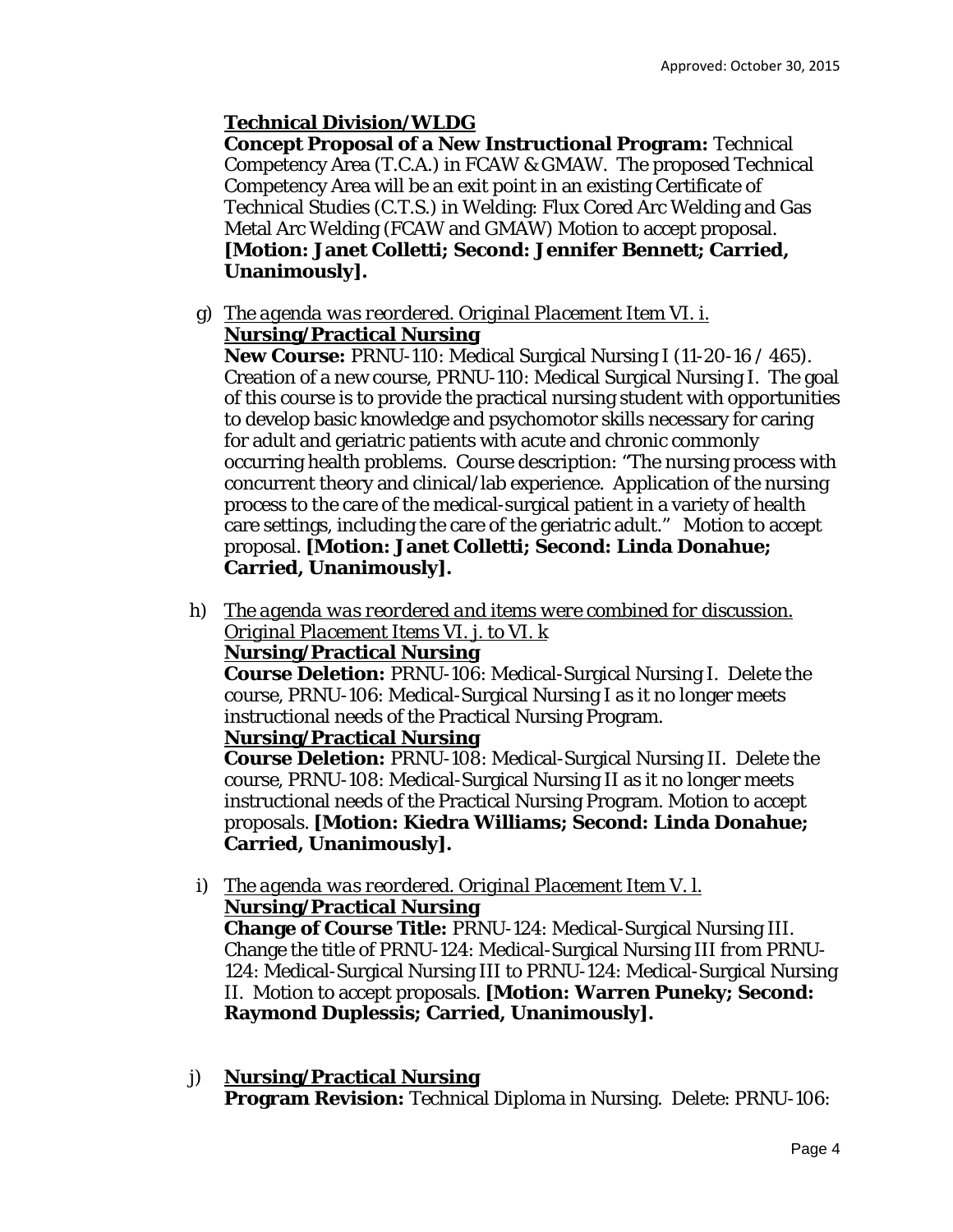**Technical Division/WLDG**
**Concept Proposal of a New Instructional Program:** Technical Competency Area (T.C.A.) in FCAW & GMAW. The proposed Technical Competency Area will be an exit point in an existing Certificate of Technical Studies (C.T.S.) in Welding: Flux Cored Arc Welding and Gas Metal Arc Welding (FCAW and GMAW) Motion to accept proposal. **[Motion: Janet Colletti; Second: Jennifer Bennett; Carried, Unanimously].**

g) *The agenda was reordered. Original Placement Item VI. i.*
**Nursing/Practical Nursing**
**New Course:** PRNU-110: Medical Surgical Nursing I (11-20-16 / 465). Creation of a new course, PRNU-110: Medical Surgical Nursing I. The goal of this course is to provide the practical nursing student with opportunities to develop basic knowledge and psychomotor skills necessary for caring for adult and geriatric patients with acute and chronic commonly occurring health problems. Course description: "The nursing process with concurrent theory and clinical/lab experience. Application of the nursing process to the care of the medical-surgical patient in a variety of health care settings, including the care of the geriatric adult." Motion to accept proposal. **[Motion: Janet Colletti; Second: Linda Donahue; Carried, Unanimously].**

h) *The agenda was reordered and items were combined for discussion. Original Placement Items VI. j. to VI. k*
**Nursing/Practical Nursing**
**Course Deletion:** PRNU-106: Medical-Surgical Nursing I. Delete the course, PRNU-106: Medical-Surgical Nursing I as it no longer meets instructional needs of the Practical Nursing Program.
**Nursing/Practical Nursing**
**Course Deletion:** PRNU-108: Medical-Surgical Nursing II. Delete the course, PRNU-108: Medical-Surgical Nursing II as it no longer meets instructional needs of the Practical Nursing Program. Motion to accept proposals. **[Motion: Kiedra Williams; Second: Linda Donahue; Carried, Unanimously].**

i) *The agenda was reordered. Original Placement Item V. l.*
**Nursing/Practical Nursing**
**Change of Course Title:** PRNU-124: Medical-Surgical Nursing III. Change the title of PRNU-124: Medical-Surgical Nursing III from PRNU-124: Medical-Surgical Nursing III to PRNU-124: Medical-Surgical Nursing II. Motion to accept proposals. **[Motion: Warren Puneky; Second: Raymond Duplessis; Carried, Unanimously].**

j) **Nursing/Practical Nursing**
**Program Revision:** Technical Diploma in Nursing. Delete: PRNU-106: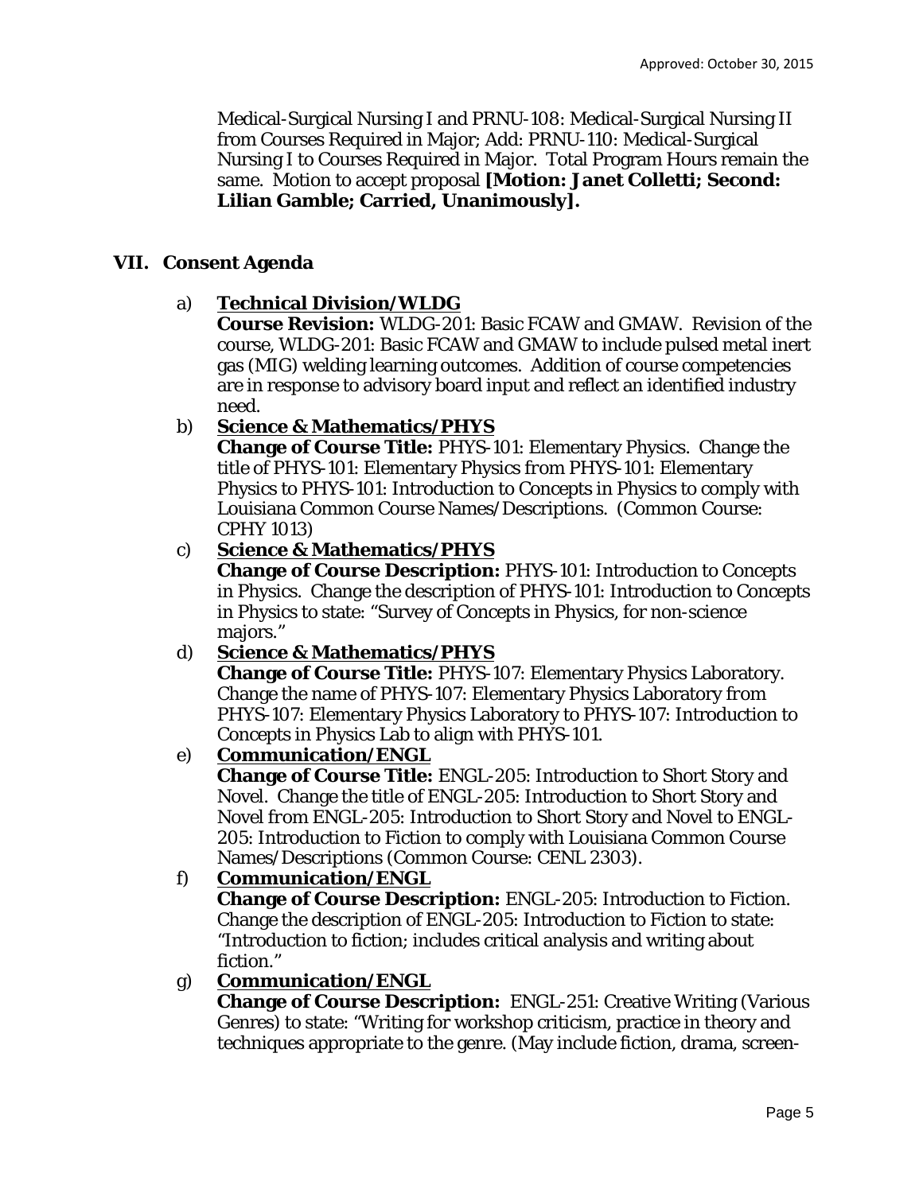Medical-Surgical Nursing I and PRNU-108: Medical-Surgical Nursing II from Courses Required in Major; Add: PRNU-110: Medical-Surgical Nursing I to Courses Required in Major. Total Program Hours remain the same. Motion to accept proposal **[Motion: Janet Colletti; Second: Lilian Gamble; Carried, Unanimously].**

## VII. Consent Agenda

a) **Technical Division/WLDG**
**Course Revision:** WLDG-201: Basic FCAW and GMAW. Revision of the course, WLDG-201: Basic FCAW and GMAW to include pulsed metal inert gas (MIG) welding learning outcomes. Addition of course competencies are in response to advisory board input and reflect an identified industry need.

b) **Science & Mathematics/PHYS**
**Change of Course Title:** PHYS-101: Elementary Physics. Change the title of PHYS-101: Elementary Physics *from* PHYS-101: Elementary Physics *to* PHYS-101: Introduction to Concepts in Physics to comply with Louisiana Common Course Names/Descriptions. (Common Course: CPHY 1013)

c) **Science & Mathematics/PHYS**
**Change of Course Description:** PHYS-101: Introduction to Concepts in Physics. Change the description of PHYS-101: Introduction to Concepts in Physics to state: "Survey of Concepts in Physics, for non-science majors."

d) **Science & Mathematics/PHYS**
**Change of Course Title:** PHYS-107: Elementary Physics Laboratory. Change the name of PHYS-107: Elementary Physics Laboratory *from* PHYS-107: Elementary Physics Laboratory *to* PHYS-107: Introduction to Concepts in Physics Lab to align with PHYS-101.

e) **Communication/ENGL**
**Change of Course Title:** ENGL-205: Introduction to Short Story and Novel. Change the title of ENGL-205: Introduction to Short Story and Novel *from* ENGL-205: Introduction to Short Story and Novel *to* ENGL-205: Introduction to Fiction to comply with Louisiana Common Course Names/Descriptions (Common Course: CENL 2303).

f) **Communication/ENGL**
**Change of Course Description:** ENGL-205: Introduction to Fiction. Change the description of ENGL-205: Introduction to Fiction to state: "Introduction to fiction; includes critical analysis and writing about fiction."

g) **Communication/ENGL**
**Change of Course Description:** ENGL-251: Creative Writing (Various Genres) to state: "Writing for workshop criticism, practice in theory and techniques appropriate to the genre. (May include fiction, drama, screen-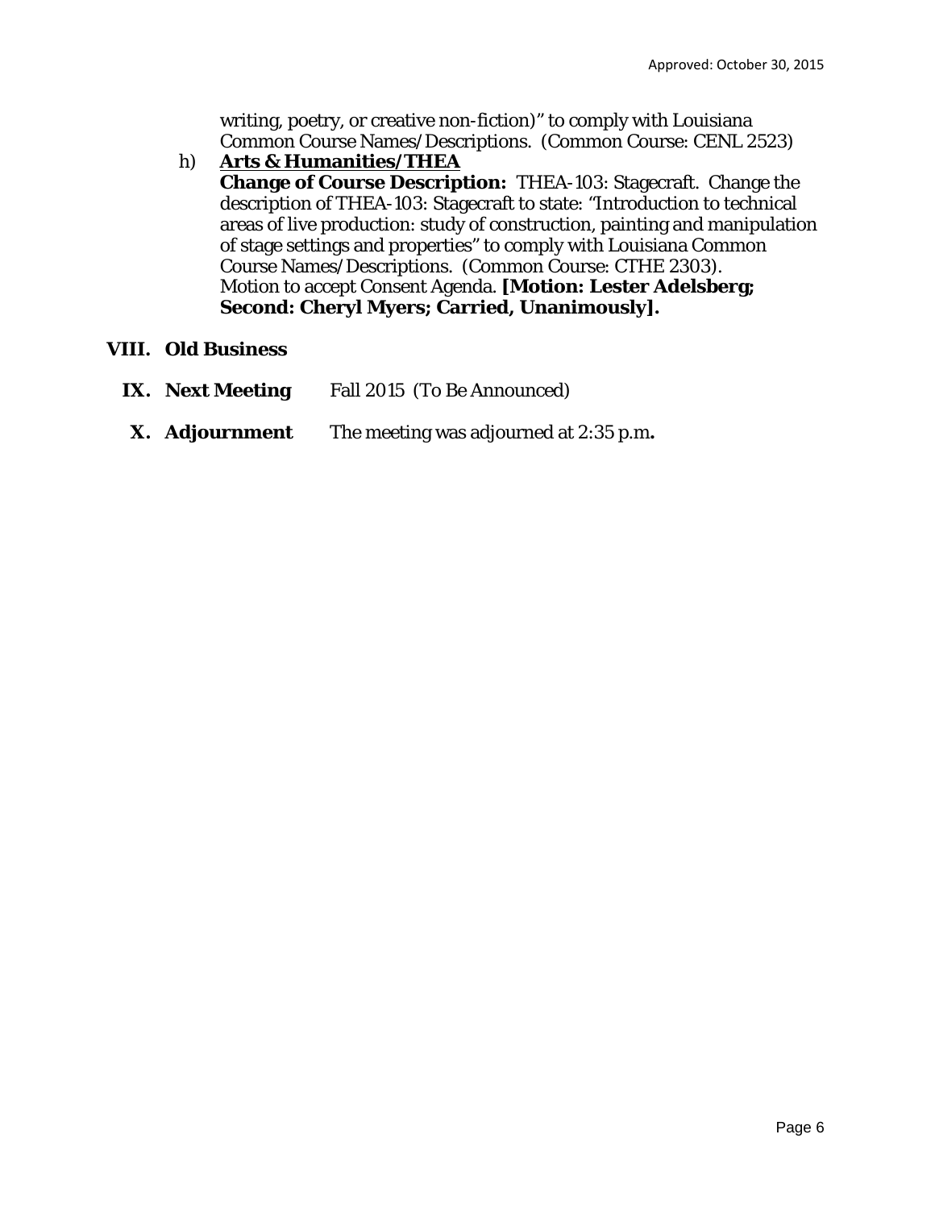writing, poetry, or creative non-fiction)" to comply with Louisiana Common Course Names/Descriptions. (Common Course: CENL 2523)

h) **Arts & Humanities/THEA**
**Change of Course Description:** THEA-103: Stagecraft. Change the description of THEA-103: Stagecraft to state: "Introduction to technical areas of live production: study of construction, painting and manipulation of stage settings and properties" to comply with Louisiana Common Course Names/Descriptions. (Common Course: CTHE 2303).
Motion to accept Consent Agenda. **[Motion: Lester Adelsberg; Second: Cheryl Myers; Carried, Unanimously].**

## VIII. Old Business

## IX. Next Meeting

Fall 2015 (To Be Announced)

## X. Adjournment

The meeting was adjourned at 2:35 p.m**.**